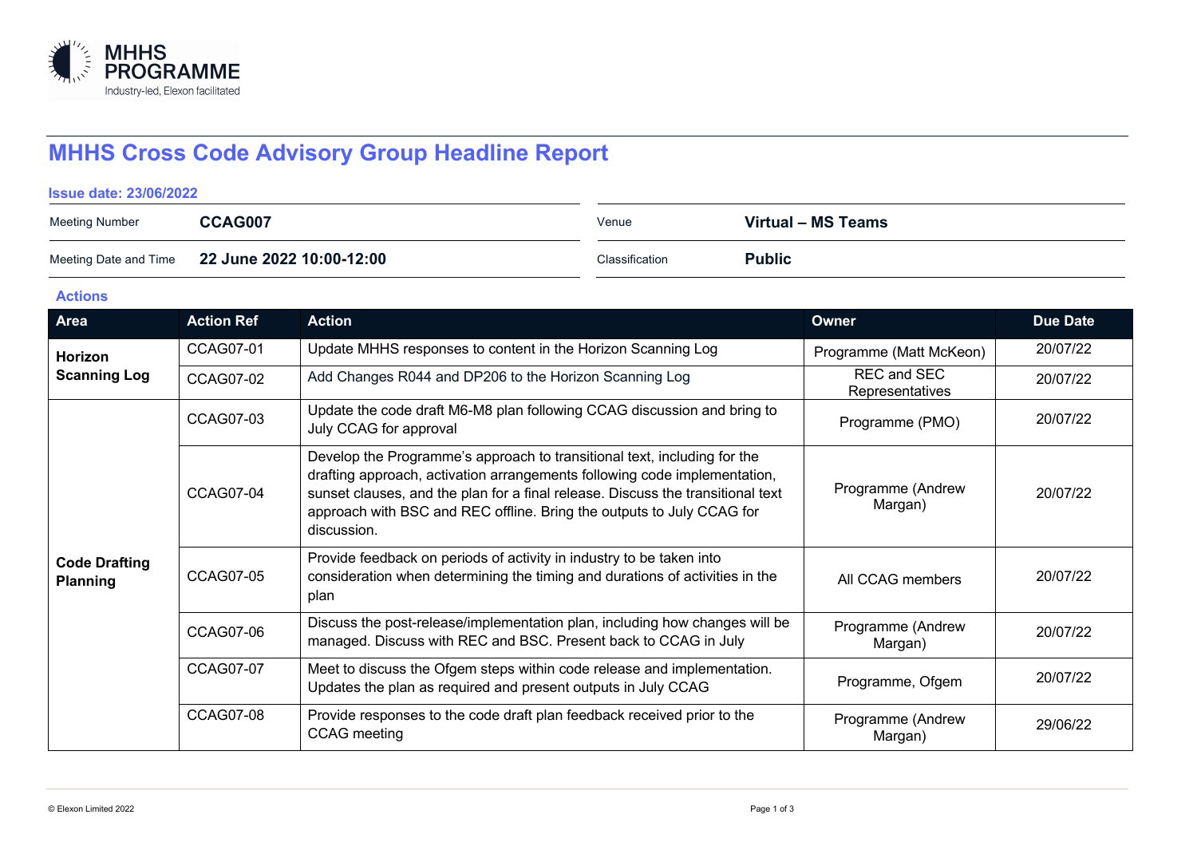# MHHS Cross Code Advisory Group Headline Report

**Issue date: 23/06/2022**

| | | | |
|---|---|---|---|
| Meeting Number | **CCAG007** | Venue | **Virtual – MS Teams** |
| Meeting Date and Time | **22 June 2022 10:00-12:00** | Classification | **Public** |

## Actions

| Area | Action Ref | Action | Owner | Due Date |
|---|---|---|---|---|
| **Horizon Scanning Log** | CCAG07-01 | Update MHHS responses to content in the Horizon Scanning Log | Programme (Matt McKeon) | 20/07/22 |
| | CCAG07-02 | Add Changes R044 and DP206 to the Horizon Scanning Log | REC and SEC Representatives | 20/07/22 |
| **Code Drafting Planning** | CCAG07-03 | Update the code draft M6-M8 plan following CCAG discussion and bring to July CCAG for approval | Programme (PMO) | 20/07/22 |
| | CCAG07-04 | Develop the Programme's approach to transitional text, including for the drafting approach, activation arrangements following code implementation, sunset clauses, and the plan for a final release. Discuss the transitional text approach with BSC and REC offline. Bring the outputs to July CCAG for discussion. | Programme (Andrew Margan) | 20/07/22 |
| | CCAG07-05 | Provide feedback on periods of activity in industry to be taken into consideration when determining the timing and durations of activities in the plan | All CCAG members | 20/07/22 |
| | CCAG07-06 | Discuss the post-release/implementation plan, including how changes will be managed. Discuss with REC and BSC. Present back to CCAG in July | Programme (Andrew Margan) | 20/07/22 |
| | CCAG07-07 | Meet to discuss the Ofgem steps within code release and implementation. Updates the plan as required and present outputs in July CCAG | Programme, Ofgem | 20/07/22 |
| | CCAG07-08 | Provide responses to the code draft plan feedback received prior to the CCAG meeting | Programme (Andrew Margan) | 29/06/22 |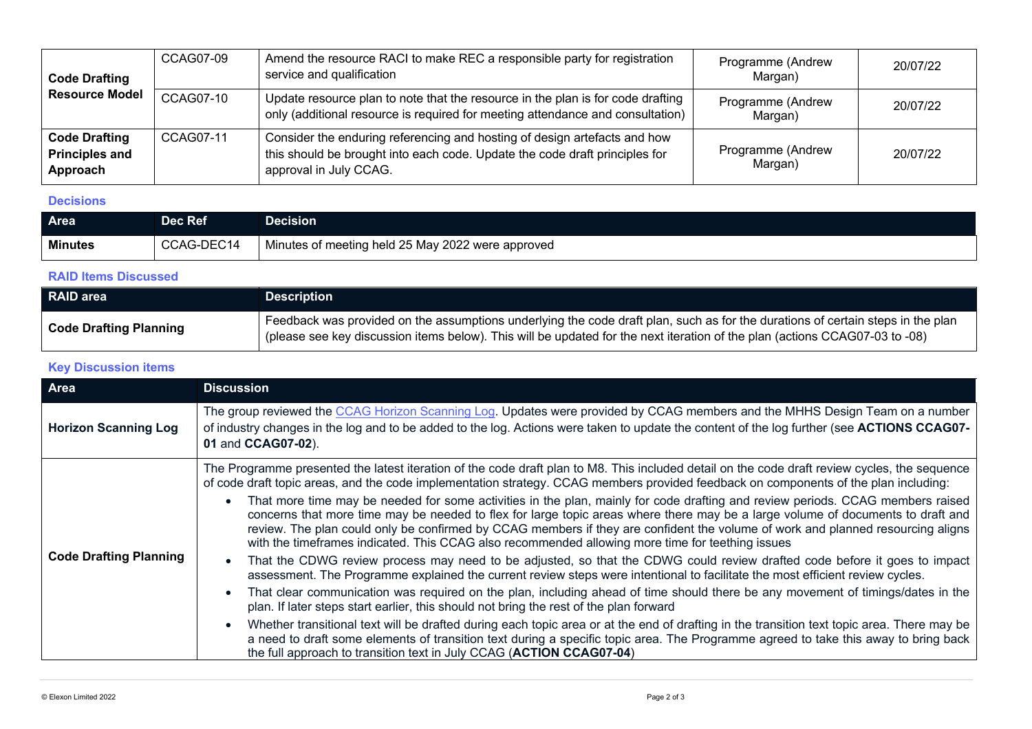| | | | | |
|---|---|---|---|---|
| **Code Drafting Resource Model** | CCAG07-09 | Amend the resource RACI to make REC a responsible party for registration service and qualification | Programme (Andrew Margan) | 20/07/22 |
| | CCAG07-10 | Update resource plan to note that the resource in the plan is for code drafting only (additional resource is required for meeting attendance and consultation) | Programme (Andrew Margan) | 20/07/22 |
| **Code Drafting Principles and Approach** | CCAG07-11 | Consider the enduring referencing and hosting of design artefacts and how this should be brought into each code. Update the code draft principles for approval in July CCAG. | Programme (Andrew Margan) | 20/07/22 |

### Decisions

| Area | Dec Ref | Decision |
|---|---|---|
| **Minutes** | CCAG-DEC14 | Minutes of meeting held 25 May 2022 were approved |

### RAID Items Discussed

| RAID area | Description |
|---|---|
| **Code Drafting Planning** | Feedback was provided on the assumptions underlying the code draft plan, such as for the durations of certain steps in the plan (please see key discussion items below). This will be updated for the next iteration of the plan (actions CCAG07-03 to -08) |

### Key Discussion items

| Area | Discussion |
|---|---|
| **Horizon Scanning Log** | The group reviewed the CCAG Horizon Scanning Log. Updates were provided by CCAG members and the MHHS Design Team on a number of industry changes in the log and to be added to the log. Actions were taken to update the content of the log further (see **ACTIONS CCAG07-01** and **CCAG07-02**). |
| **Code Drafting Planning** | The Programme presented the latest iteration of the code draft plan to M8. This included detail on the code draft review cycles, the sequence of code draft topic areas, and the code implementation strategy. CCAG members provided feedback on components of the plan including:<br>• That more time may be needed for some activities in the plan, mainly for code drafting and review periods. CCAG members raised concerns that more time may be needed to flex for large topic areas where there may be a large volume of documents to draft and review. The plan could only be confirmed by CCAG members if they are confident the volume of work and planned resourcing aligns with the timeframes indicated. This CCAG also recommended allowing more time for teething issues<br>• That the CDWG review process may need to be adjusted, so that the CDWG could review drafted code before it goes to impact assessment. The Programme explained the current review steps were intentional to facilitate the most efficient review cycles.<br>• That clear communication was required on the plan, including ahead of time should there be any movement of timings/dates in the plan. If later steps start earlier, this should not bring the rest of the plan forward<br>• Whether transitional text will be drafted during each topic area or at the end of drafting in the transition text topic area. There may be a need to draft some elements of transition text during a specific topic area. The Programme agreed to take this away to bring back the full approach to transition text in July CCAG (**ACTION CCAG07-04**) |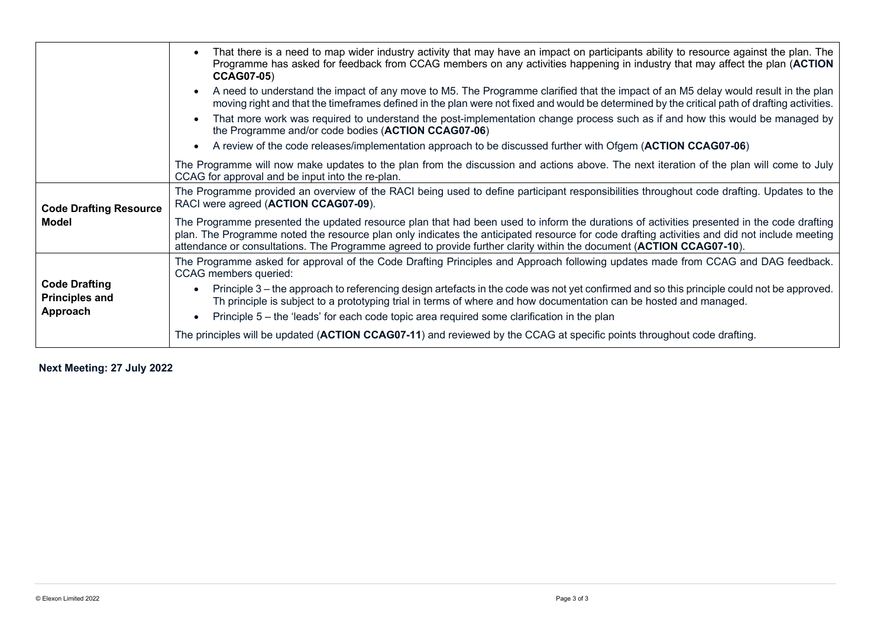| | |
|---|---|
| | • That there is a need to map wider industry activity that may have an impact on participants ability to resource against the plan. The Programme has asked for feedback from CCAG members on any activities happening in industry that may affect the plan (**ACTION CCAG07-05**)<br>• A need to understand the impact of any move to M5. The Programme clarified that the impact of an M5 delay would result in the plan moving right and that the timeframes defined in the plan were not fixed and would be determined by the critical path of drafting activities.<br>• That more work was required to understand the post-implementation change process such as if and how this would be managed by the Programme and/or code bodies (**ACTION CCAG07-06**)<br>• A review of the code releases/implementation approach to be discussed further with Ofgem (**ACTION CCAG07-06**)<br><br>The Programme will now make updates to the plan from the discussion and actions above. The next iteration of the plan will come to July CCAG for approval and be input into the re-plan. |
| **Code Drafting Resource Model** | The Programme provided an overview of the RACI being used to define participant responsibilities throughout code drafting. Updates to the RACI were agreed (**ACTION CCAG07-09**).<br><br>The Programme presented the updated resource plan that had been used to inform the durations of activities presented in the code drafting plan. The Programme noted the resource plan only indicates the anticipated resource for code drafting activities and did not include meeting attendance or consultations. The Programme agreed to provide further clarity within the document (**ACTION CCAG07-10**). |
| **Code Drafting Principles and Approach** | The Programme asked for approval of the Code Drafting Principles and Approach following updates made from CCAG and DAG feedback. CCAG members queried:<br>• Principle 3 – the approach to referencing design artefacts in the code was not yet confirmed and so this principle could not be approved. Th principle is subject to a prototyping trial in terms of where and how documentation can be hosted and managed.<br>• Principle 5 – the 'leads' for each code topic area required some clarification in the plan<br><br>The principles will be updated (**ACTION CCAG07-11**) and reviewed by the CCAG at specific points throughout code drafting. |

**Next Meeting: 27 July 2022**